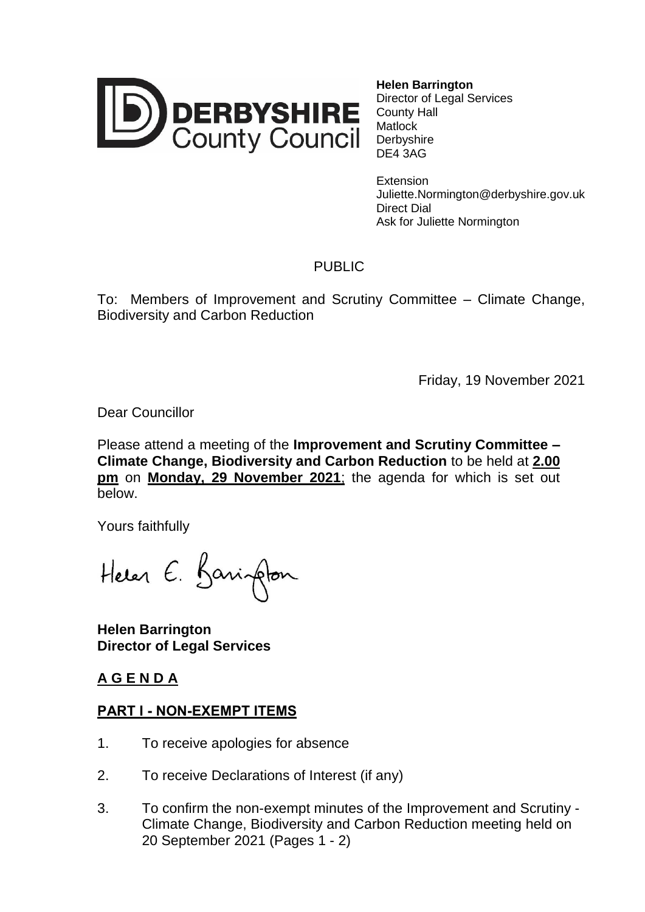**DERBYSHIRE County Council**

**Helen Barrington**
Director of Legal Services
County Hall
Matlock
Derbyshire
DE4 3AG

Extension
Juliette.Normington@derbyshire.gov.uk
Direct Dial
Ask for Juliette Normington

PUBLIC

To: Members of Improvement and Scrutiny Committee – Climate Change, Biodiversity and Carbon Reduction

Friday, 19 November 2021

Dear Councillor

Please attend a meeting of the **Improvement and Scrutiny Committee – Climate Change, Biodiversity and Carbon Reduction** to be held at **2.00 pm** on **Monday, 29 November 2021**; the agenda for which is set out below.

Yours faithfully

Helen E. Barrington

**Helen Barrington**
**Director of Legal Services**

## A G E N D A

### PART I - NON-EXEMPT ITEMS

1. To receive apologies for absence
2. To receive Declarations of Interest (if any)
3. To confirm the non-exempt minutes of the Improvement and Scrutiny - Climate Change, Biodiversity and Carbon Reduction meeting held on 20 September 2021 (Pages 1 - 2)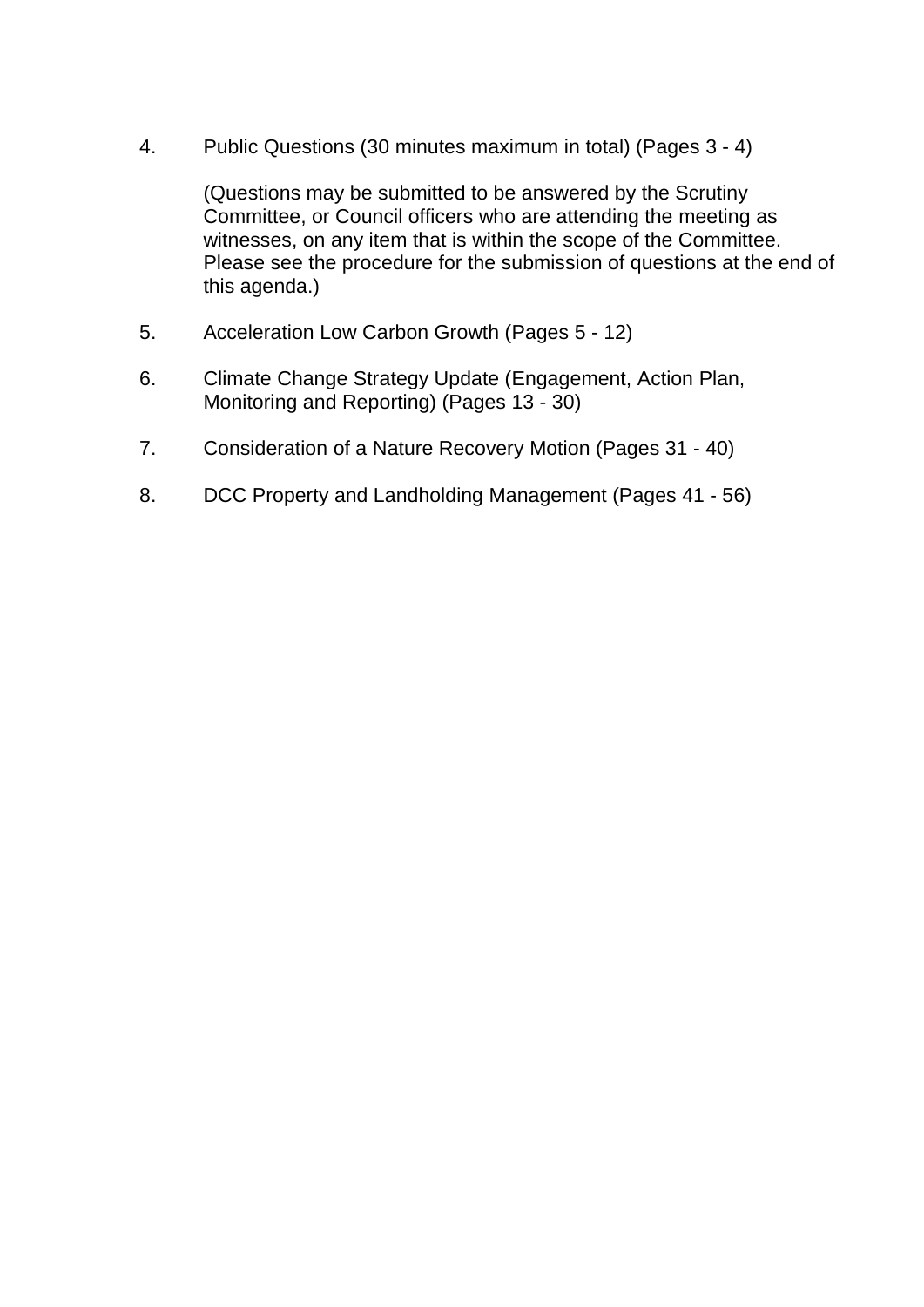4. Public Questions (30 minutes maximum in total) (Pages 3 - 4)

   (Questions may be submitted to be answered by the Scrutiny Committee, or Council officers who are attending the meeting as witnesses, on any item that is within the scope of the Committee. Please see the procedure for the submission of questions at the end of this agenda.)

5. Acceleration Low Carbon Growth (Pages 5 - 12)

6. Climate Change Strategy Update (Engagement, Action Plan, Monitoring and Reporting) (Pages 13 - 30)

7. Consideration of a Nature Recovery Motion (Pages 31 - 40)

8. DCC Property and Landholding Management (Pages 41 - 56)